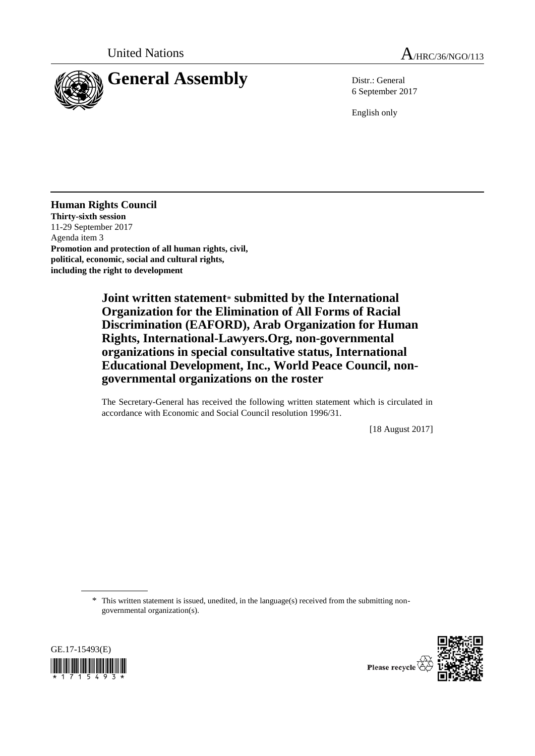United Nations A/HRC/36/NGO/113

# General Assembly

Distr.: General
6 September 2017

English only

**Human Rights Council**
**Thirty-sixth session**
11-29 September 2017
Agenda item 3
**Promotion and protection of all human rights, civil, political, economic, social and cultural rights, including the right to development**

## Joint written statement* submitted by the International Organization for the Elimination of All Forms of Racial Discrimination (EAFORD), Arab Organization for Human Rights, International-Lawyers.Org, non-governmental organizations in special consultative status, International Educational Development, Inc., World Peace Council, non-governmental organizations on the roster

The Secretary-General has received the following written statement which is circulated in accordance with Economic and Social Council resolution 1996/31.

[18 August 2017]

\* This written statement is issued, unedited, in the language(s) received from the submitting non-governmental organization(s).

GE.17-15493(E)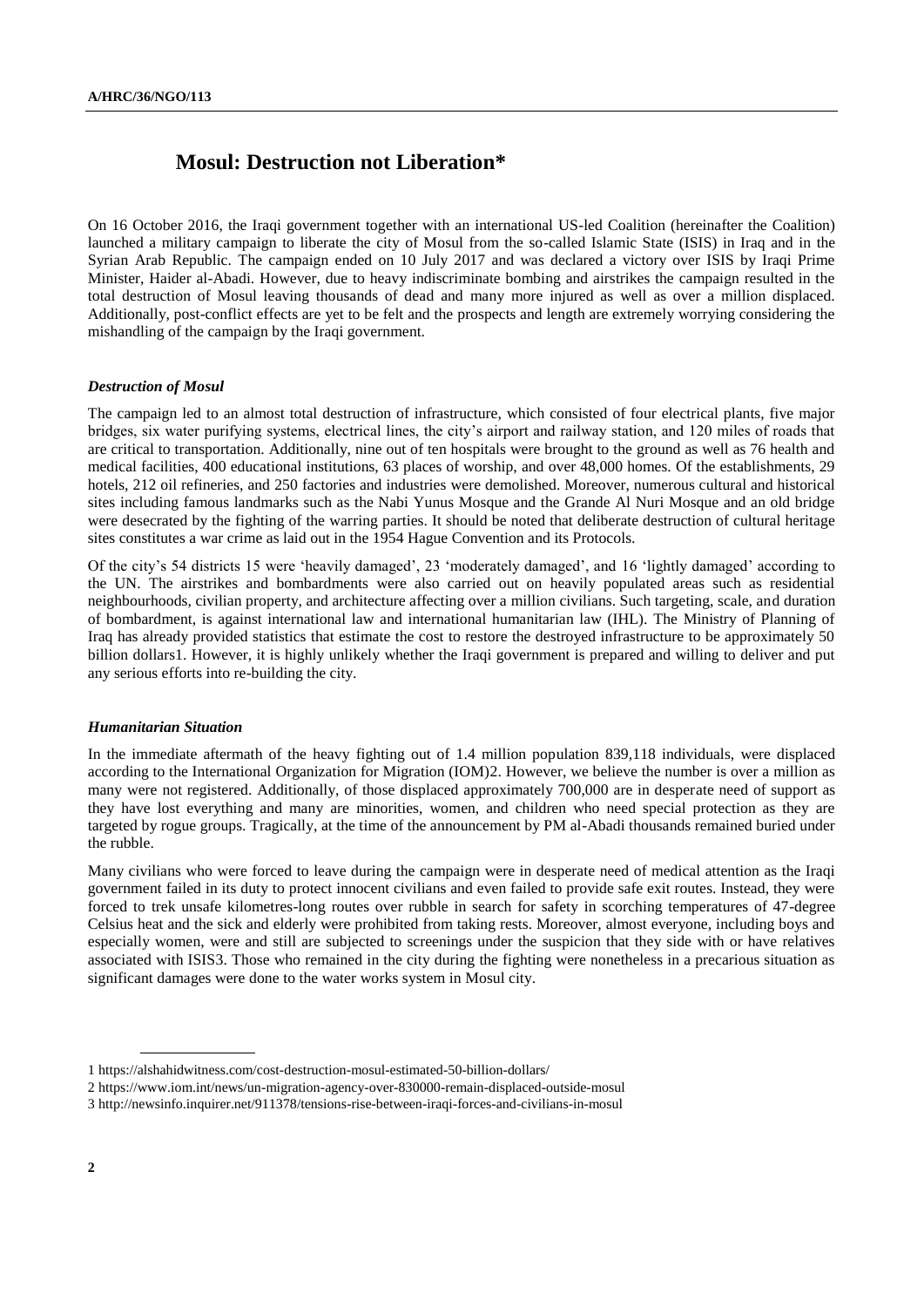# Mosul: Destruction not Liberation*

On 16 October 2016, the Iraqi government together with an international US-led Coalition (hereinafter the Coalition) launched a military campaign to liberate the city of Mosul from the so-called Islamic State (ISIS) in Iraq and in the Syrian Arab Republic. The campaign ended on 10 July 2017 and was declared a victory over ISIS by Iraqi Prime Minister, Haider al-Abadi. However, due to heavy indiscriminate bombing and airstrikes the campaign resulted in the total destruction of Mosul leaving thousands of dead and many more injured as well as over a million displaced. Additionally, post-conflict effects are yet to be felt and the prospects and length are extremely worrying considering the mishandling of the campaign by the Iraqi government.

### *Destruction of Mosul*

The campaign led to an almost total destruction of infrastructure, which consisted of four electrical plants, five major bridges, six water purifying systems, electrical lines, the city's airport and railway station, and 120 miles of roads that are critical to transportation. Additionally, nine out of ten hospitals were brought to the ground as well as 76 health and medical facilities, 400 educational institutions, 63 places of worship, and over 48,000 homes. Of the establishments, 29 hotels, 212 oil refineries, and 250 factories and industries were demolished. Moreover, numerous cultural and historical sites including famous landmarks such as the Nabi Yunus Mosque and the Grande Al Nuri Mosque and an old bridge were desecrated by the fighting of the warring parties. It should be noted that deliberate destruction of cultural heritage sites constitutes a war crime as laid out in the 1954 Hague Convention and its Protocols.

Of the city's 54 districts 15 were 'heavily damaged', 23 'moderately damaged', and 16 'lightly damaged' according to the UN. The airstrikes and bombardments were also carried out on heavily populated areas such as residential neighbourhoods, civilian property, and architecture affecting over a million civilians. Such targeting, scale, and duration of bombardment, is against international law and international humanitarian law (IHL). The Ministry of Planning of Iraq has already provided statistics that estimate the cost to restore the destroyed infrastructure to be approximately 50 billion dollars[1]. However, it is highly unlikely whether the Iraqi government is prepared and willing to deliver and put any serious efforts into re-building the city.

### *Humanitarian Situation*

In the immediate aftermath of the heavy fighting out of 1.4 million population 839,118 individuals, were displaced according to the International Organization for Migration (IOM)[2]. However, we believe the number is over a million as many were not registered. Additionally, of those displaced approximately 700,000 are in desperate need of support as they have lost everything and many are minorities, women, and children who need special protection as they are targeted by rogue groups. Tragically, at the time of the announcement by PM al-Abadi thousands remained buried under the rubble.

Many civilians who were forced to leave during the campaign were in desperate need of medical attention as the Iraqi government failed in its duty to protect innocent civilians and even failed to provide safe exit routes. Instead, they were forced to trek unsafe kilometres-long routes over rubble in search for safety in scorching temperatures of 47-degree Celsius heat and the sick and elderly were prohibited from taking rests. Moreover, almost everyone, including boys and especially women, were and still are subjected to screenings under the suspicion that they side with or have relatives associated with ISIS[3]. Those who remained in the city during the fighting were nonetheless in a precarious situation as significant damages were done to the water works system in Mosul city.

---

1 https://alshahidwitness.com/cost-destruction-mosul-estimated-50-billion-dollars/

2 https://www.iom.int/news/un-migration-agency-over-830000-remain-displaced-outside-mosul

3 http://newsinfo.inquirer.net/911378/tensions-rise-between-iraqi-forces-and-civilians-in-mosul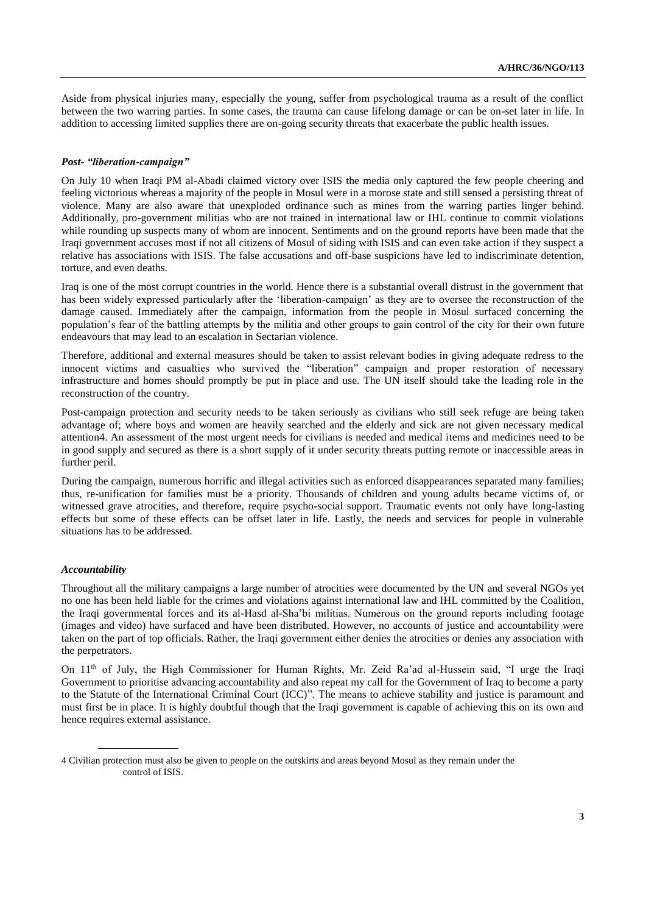Aside from physical injuries many, especially the young, suffer from psychological trauma as a result of the conflict between the two warring parties. In some cases, the trauma can cause lifelong damage or can be on-set later in life. In addition to accessing limited supplies there are on-going security threats that exacerbate the public health issues.

### *Post- "liberation-campaign"*

On July 10 when Iraqi PM al-Abadi claimed victory over ISIS the media only captured the few people cheering and feeling victorious whereas a majority of the people in Mosul were in a morose state and still sensed a persisting threat of violence. Many are also aware that unexploded ordinance such as mines from the warring parties linger behind. Additionally, pro-government militias who are not trained in international law or IHL continue to commit violations while rounding up suspects many of whom are innocent. Sentiments and on the ground reports have been made that the Iraqi government accuses most if not all citizens of Mosul of siding with ISIS and can even take action if they suspect a relative has associations with ISIS. The false accusations and off-base suspicions have led to indiscriminate detention, torture, and even deaths.

Iraq is one of the most corrupt countries in the world. Hence there is a substantial overall distrust in the government that has been widely expressed particularly after the 'liberation-campaign' as they are to oversee the reconstruction of the damage caused. Immediately after the campaign, information from the people in Mosul surfaced concerning the population's fear of the battling attempts by the militia and other groups to gain control of the city for their own future endeavours that may lead to an escalation in Sectarian violence.

Therefore, additional and external measures should be taken to assist relevant bodies in giving adequate redress to the innocent victims and casualties who survived the "liberation" campaign and proper restoration of necessary infrastructure and homes should promptly be put in place and use. The UN itself should take the leading role in the reconstruction of the country.

Post-campaign protection and security needs to be taken seriously as civilians who still seek refuge are being taken advantage of; where boys and women are heavily searched and the elderly and sick are not given necessary medical attention[4]. An assessment of the most urgent needs for civilians is needed and medical items and medicines need to be in good supply and secured as there is a short supply of it under security threats putting remote or inaccessible areas in further peril.

During the campaign, numerous horrific and illegal activities such as enforced disappearances separated many families; thus, re-unification for families must be a priority. Thousands of children and young adults became victims of, or witnessed grave atrocities, and therefore, require psycho-social support. Traumatic events not only have long-lasting effects but some of these effects can be offset later in life. Lastly, the needs and services for people in vulnerable situations has to be addressed.

### *Accountability*

Throughout all the military campaigns a large number of atrocities were documented by the UN and several NGOs yet no one has been held liable for the crimes and violations against international law and IHL committed by the Coalition, the Iraqi governmental forces and its al-Hasd al-Sha'bi militias. Numerous on the ground reports including footage (images and video) have surfaced and have been distributed. However, no accounts of justice and accountability were taken on the part of top officials. Rather, the Iraqi government either denies the atrocities or denies any association with the perpetrators.

On 11th of July, the High Commissioner for Human Rights, Mr. Zeid Ra'ad al-Hussein said, "I urge the Iraqi Government to prioritise advancing accountability and also repeat my call for the Government of Iraq to become a party to the Statute of the International Criminal Court (ICC)". The means to achieve stability and justice is paramount and must first be in place. It is highly doubtful though that the Iraqi government is capable of achieving this on its own and hence requires external assistance.

---

4 Civilian protection must also be given to people on the outskirts and areas beyond Mosul as they remain under the control of ISIS.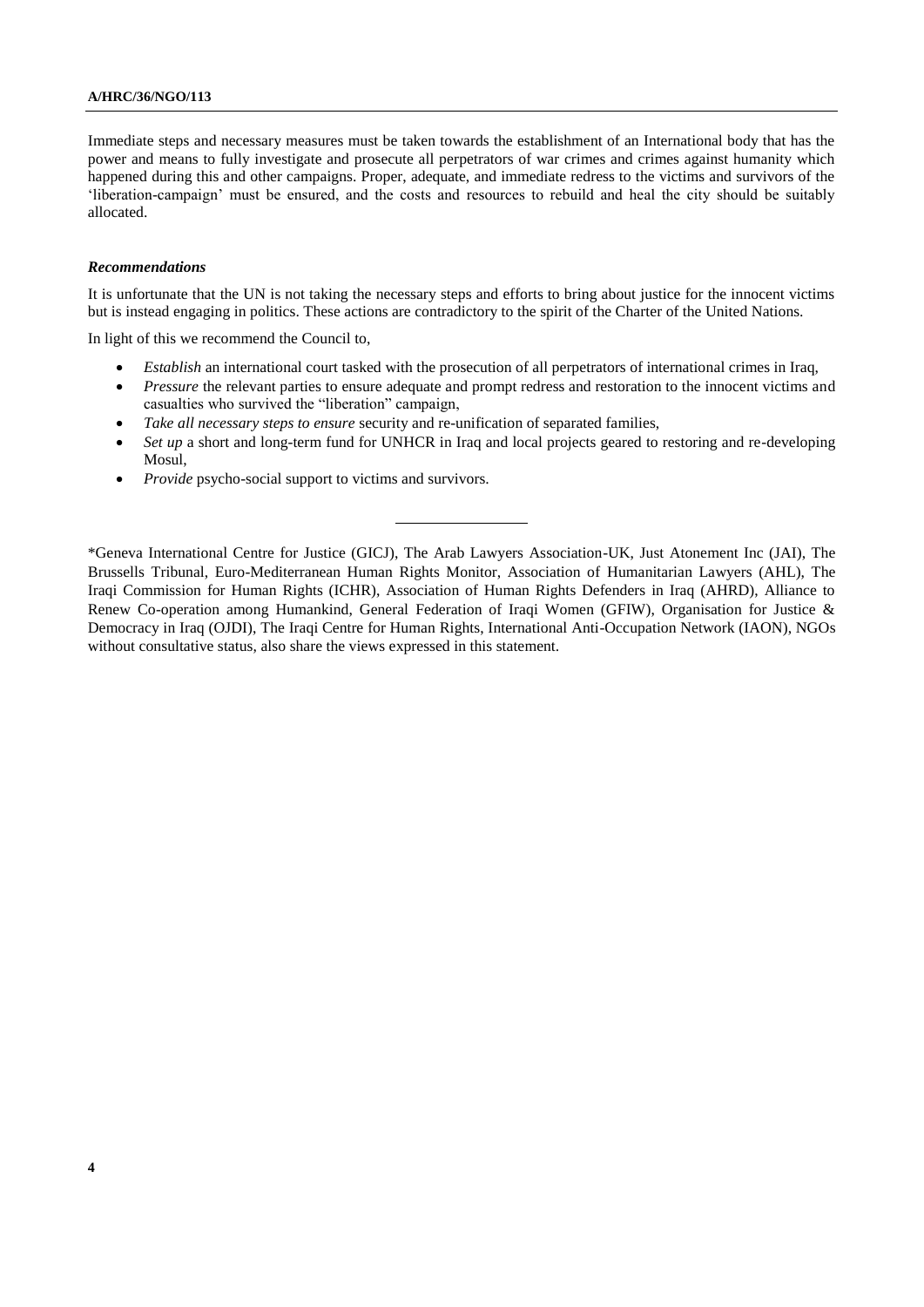Immediate steps and necessary measures must be taken towards the establishment of an International body that has the power and means to fully investigate and prosecute all perpetrators of war crimes and crimes against humanity which happened during this and other campaigns. Proper, adequate, and immediate redress to the victims and survivors of the 'liberation-campaign' must be ensured, and the costs and resources to rebuild and heal the city should be suitably allocated.

### *Recommendations*

It is unfortunate that the UN is not taking the necessary steps and efforts to bring about justice for the innocent victims but is instead engaging in politics. These actions are contradictory to the spirit of the Charter of the United Nations.

In light of this we recommend the Council to,

- *Establish* an international court tasked with the prosecution of all perpetrators of international crimes in Iraq,
- *Pressure* the relevant parties to ensure adequate and prompt redress and restoration to the innocent victims and casualties who survived the "liberation" campaign,
- *Take all necessary steps to ensure* security and re-unification of separated families,
- *Set up* a short and long-term fund for UNHCR in Iraq and local projects geared to restoring and re-developing Mosul,
- *Provide* psycho-social support to victims and survivors.

---

*Geneva International Centre for Justice (GICJ), The Arab Lawyers Association-UK, Just Atonement Inc (JAI), The Brussells Tribunal, Euro-Mediterranean Human Rights Monitor, Association of Humanitarian Lawyers (AHL), The Iraqi Commission for Human Rights (ICHR), Association of Human Rights Defenders in Iraq (AHRD), Alliance to Renew Co-operation among Humankind, General Federation of Iraqi Women (GFIW), Organisation for Justice & Democracy in Iraq (OJDI), The Iraqi Centre for Human Rights, International Anti-Occupation Network (IAON), NGOs without consultative status, also share the views expressed in this statement.